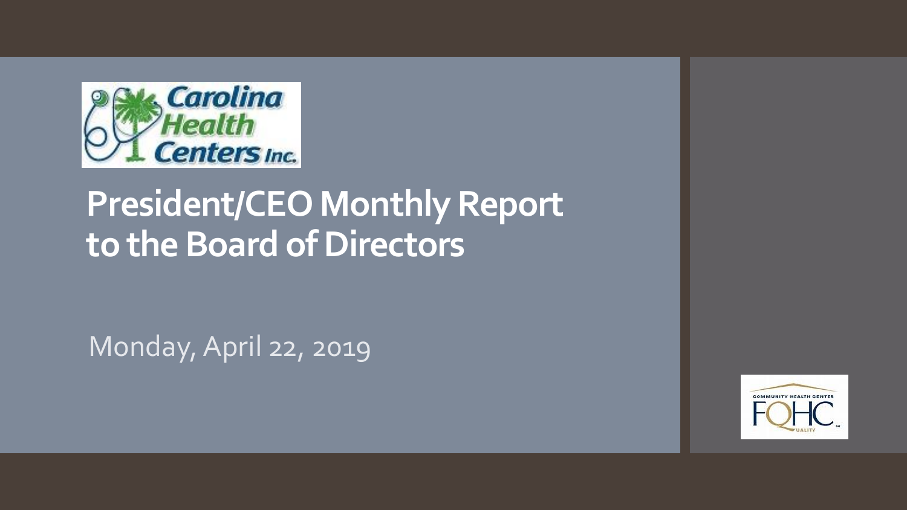Carolina Health Centers Inc.

# President/CEO Monthly Report to the Board of Directors

Monday, April 22, 2019

COMMUNITY HEALTH CENTER FQHC QUALITY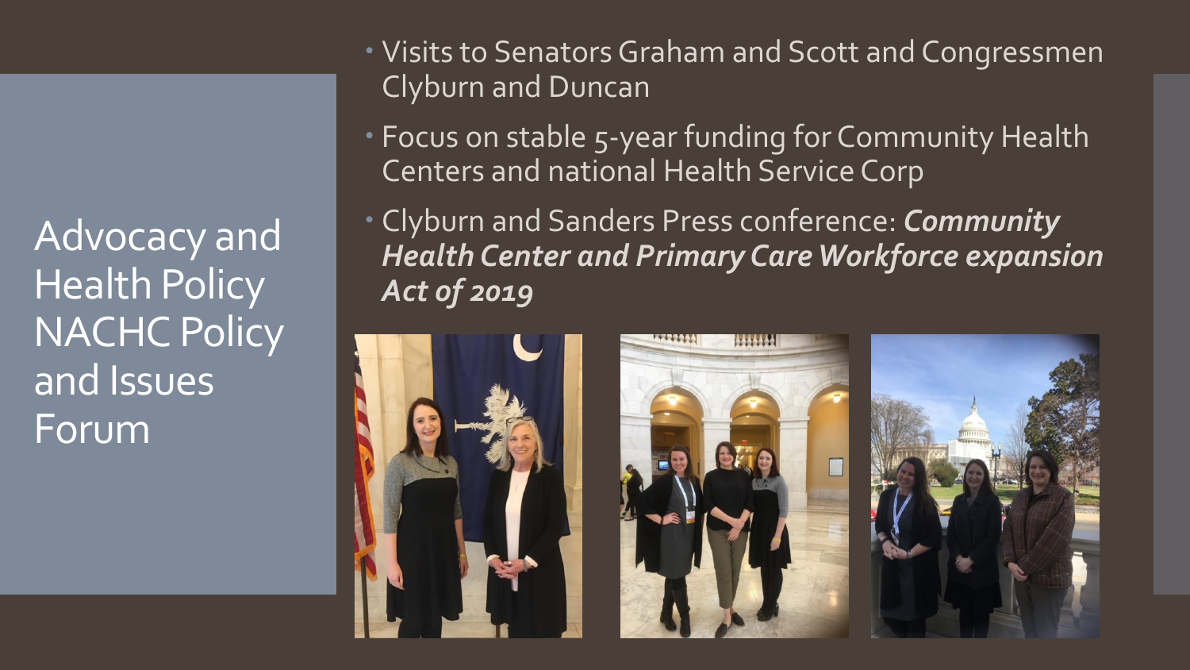# Advocacy and Health Policy NACHC Policy and Issues Forum

- Visits to Senators Graham and Scott and Congressmen Clyburn and Duncan
- Focus on stable 5-year funding for Community Health Centers and national Health Service Corp
- Clyburn and Sanders Press conference: ***Community Health Center and Primary Care Workforce expansion Act of 2019***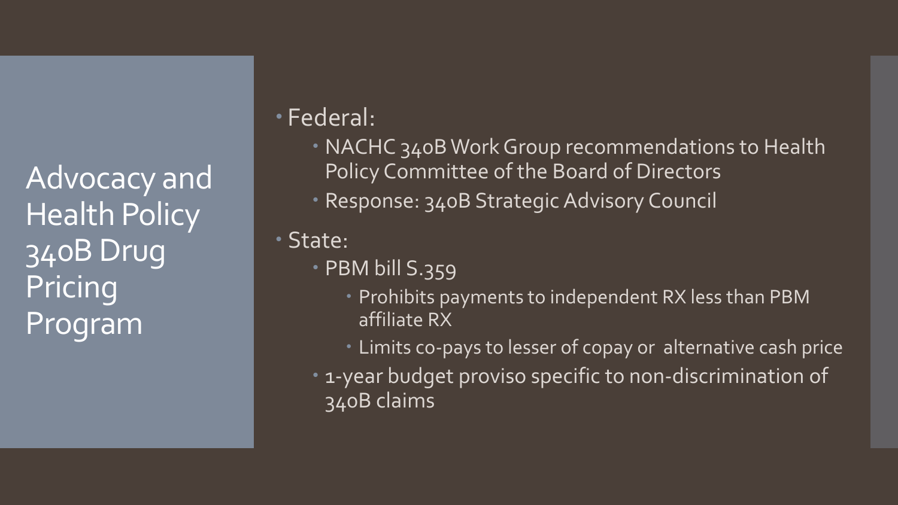# Advocacy and Health Policy 340B Drug Pricing Program

- Federal:
  - NACHC 340B Work Group recommendations to Health Policy Committee of the Board of Directors
  - Response: 340B Strategic Advisory Council
- State:
  - PBM bill S.359
    - Prohibits payments to independent RX less than PBM affiliate RX
    - Limits co-pays to lesser of copay or alternative cash price
  - 1-year budget proviso specific to non-discrimination of 340B claims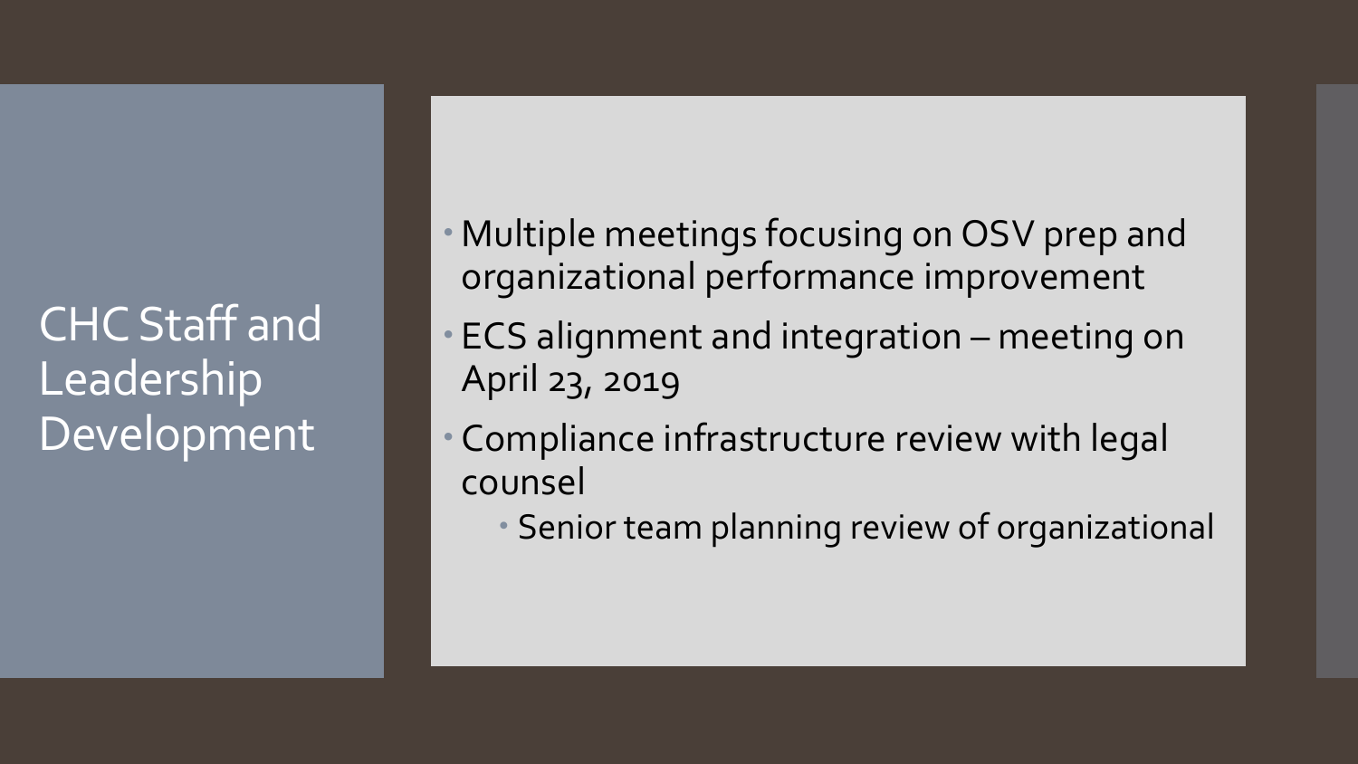# CHC Staff and Leadership Development

- Multiple meetings focusing on OSV prep and organizational performance improvement
- ECS alignment and integration – meeting on April 23, 2019
- Compliance infrastructure review with legal counsel
  - Senior team planning review of organizational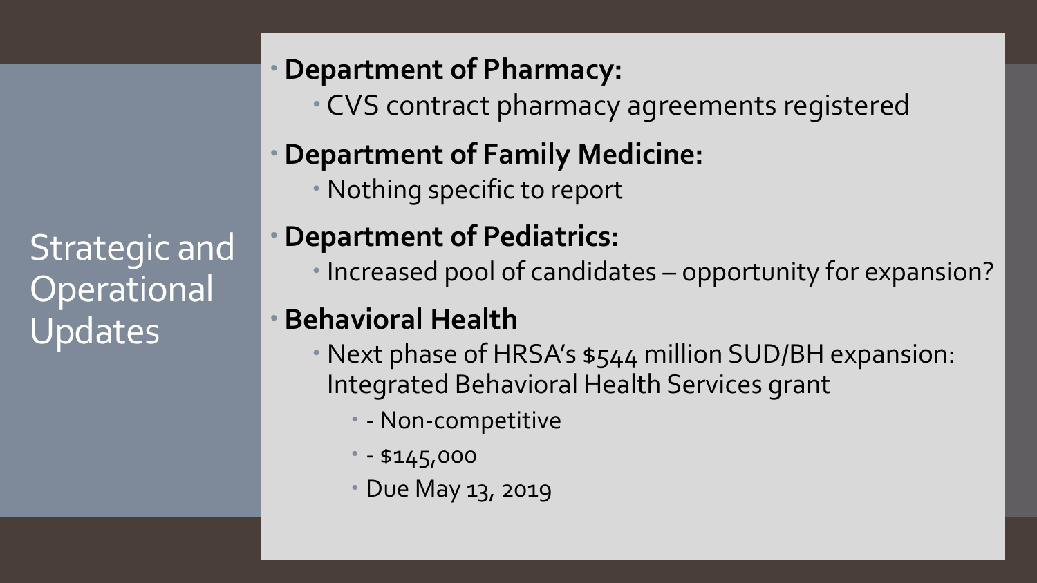# Strategic and Operational Updates

- **Department of Pharmacy:**
  - CVS contract pharmacy agreements registered
- **Department of Family Medicine:**
  - Nothing specific to report
- **Department of Pediatrics:**
  - Increased pool of candidates – opportunity for expansion?
- **Behavioral Health**
  - Next phase of HRSA's $544 million SUD/BH expansion: Integrated Behavioral Health Services grant
    - - Non-competitive
    - - $145,000
    - Due May 13, 2019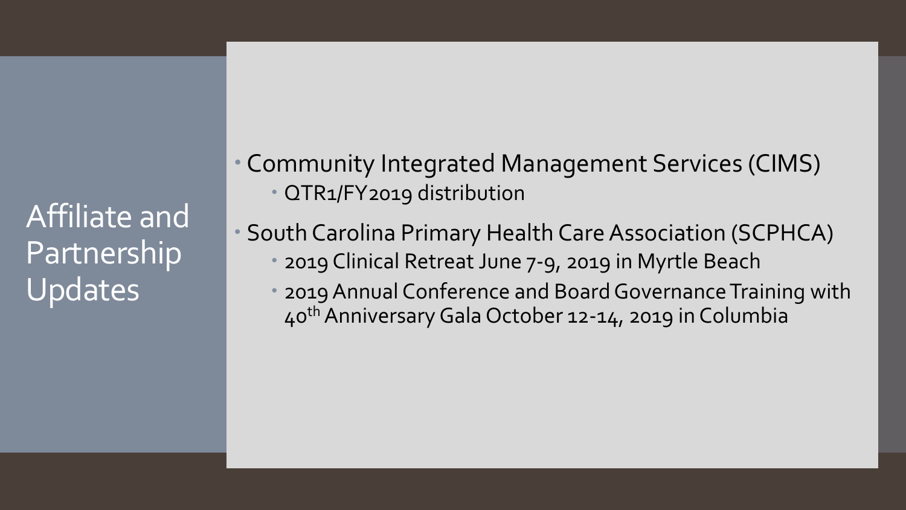# Affiliate and Partnership Updates

- Community Integrated Management Services (CIMS)
  - QTR1/FY2019 distribution
- South Carolina Primary Health Care Association (SCPHCA)
  - 2019 Clinical Retreat June 7-9, 2019 in Myrtle Beach
  - 2019 Annual Conference and Board Governance Training with 40th Anniversary Gala October 12-14, 2019 in Columbia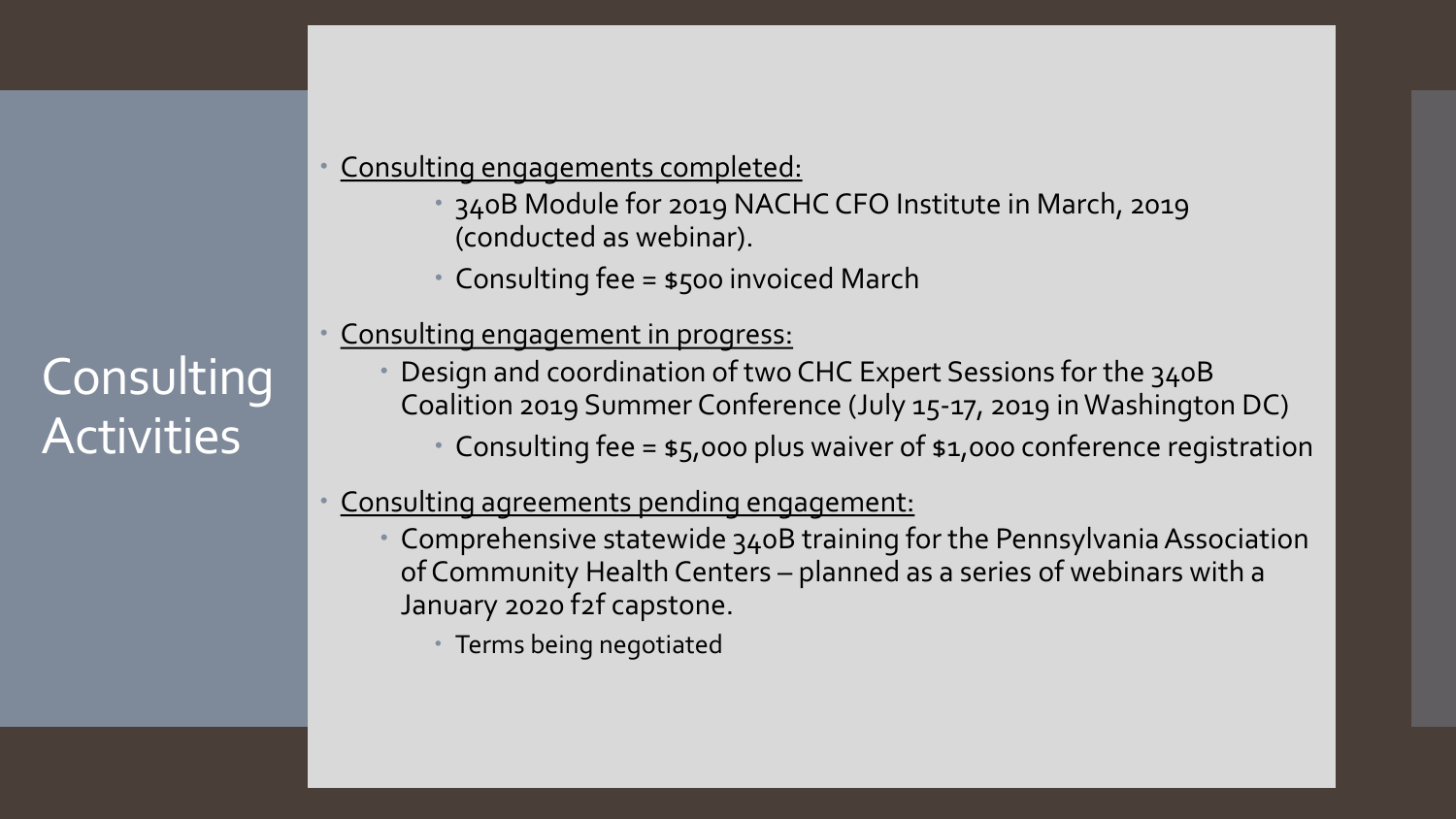# Consulting Activities

- Consulting engagements completed:
  - 340B Module for 2019 NACHC CFO Institute in March, 2019 (conducted as webinar).
  - Consulting fee = $500 invoiced March
- Consulting engagement in progress:
  - Design and coordination of two CHC Expert Sessions for the 340B Coalition 2019 Summer Conference (July 15-17, 2019 in Washington DC)
    - Consulting fee = $5,000 plus waiver of $1,000 conference registration
- Consulting agreements pending engagement:
  - Comprehensive statewide 340B training for the Pennsylvania Association of Community Health Centers – planned as a series of webinars with a January 2020 f2f capstone.
    - Terms being negotiated